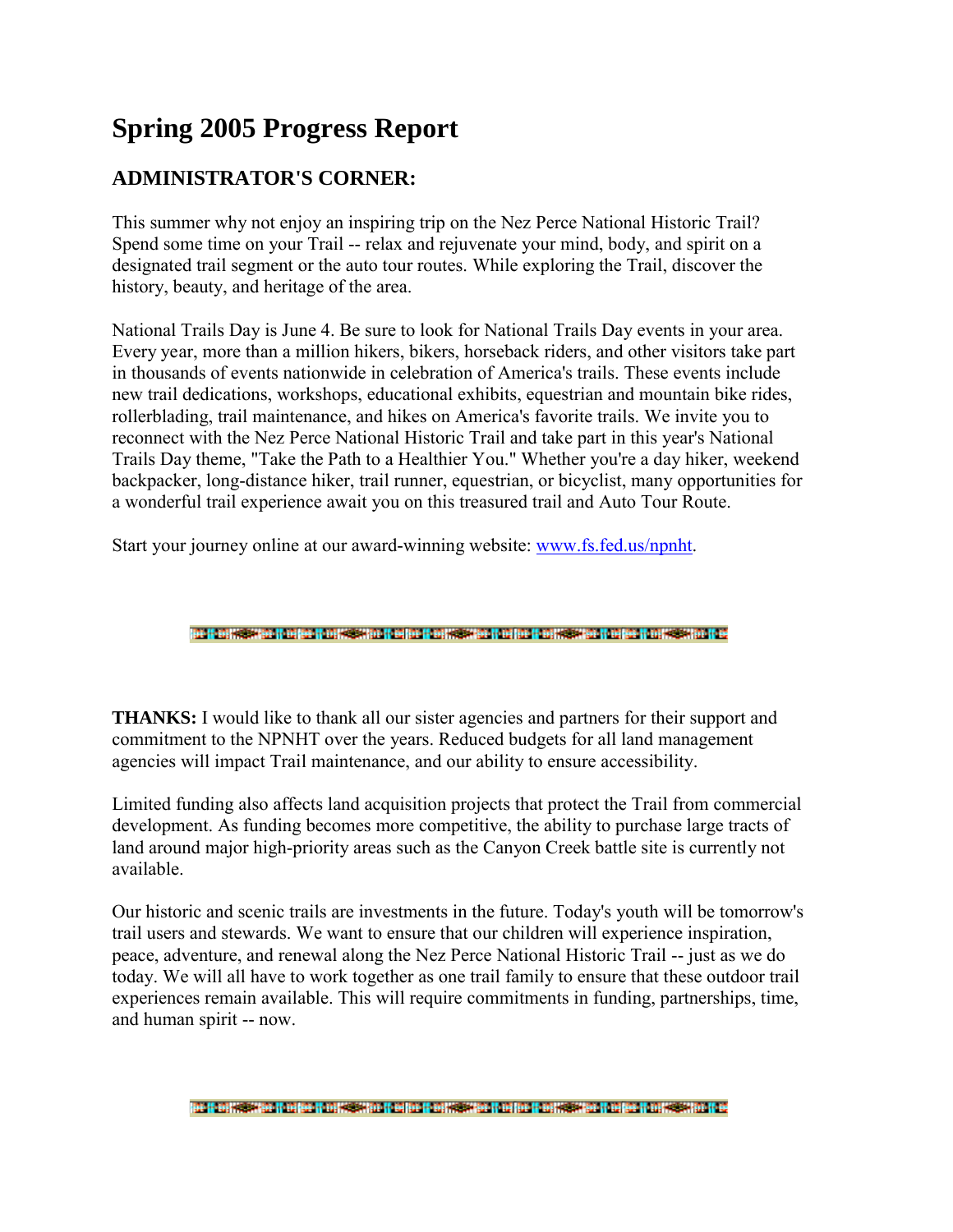# Spring 2005 Progress Report

## ADMINISTRATOR'S CORNER:

This summer why not enjoy an inspiring trip on the Nez Perce National Historic Trail? Spend some time on your Trail -- relax and rejuvenate your mind, body, and spirit on a designated trail segment or the auto tour routes. While exploring the Trail, discover the history, beauty, and heritage of the area.

National Trails Day is June 4. Be sure to look for National Trails Day events in your area. Every year, more than a million hikers, bikers, horseback riders, and other visitors take part in thousands of events nationwide in celebration of America's trails. These events include new trail dedications, workshops, educational exhibits, equestrian and mountain bike rides, rollerblading, trail maintenance, and hikes on America's favorite trails. We invite you to reconnect with the Nez Perce National Historic Trail and take part in this year's National Trails Day theme, "Take the Path to a Healthier You." Whether you're a day hiker, weekend backpacker, long-distance hiker, trail runner, equestrian, or bicyclist, many opportunities for a wonderful trail experience await you on this treasured trail and Auto Tour Route.

Start your journey online at our award-winning website: [www.fs.fed.us/npnht](www.fs.fed.us/npnht).

**THANKS:** I would like to thank all our sister agencies and partners for their support and commitment to the NPNHT over the years. Reduced budgets for all land management agencies will impact Trail maintenance, and our ability to ensure accessibility.

Limited funding also affects land acquisition projects that protect the Trail from commercial development. As funding becomes more competitive, the ability to purchase large tracts of land around major high-priority areas such as the Canyon Creek battle site is currently not available.

Our historic and scenic trails are investments in the future. Today's youth will be tomorrow's trail users and stewards. We want to ensure that our children will experience inspiration, peace, adventure, and renewal along the Nez Perce National Historic Trail -- just as we do today. We will all have to work together as one trail family to ensure that these outdoor trail experiences remain available. This will require commitments in funding, partnerships, time, and human spirit -- now.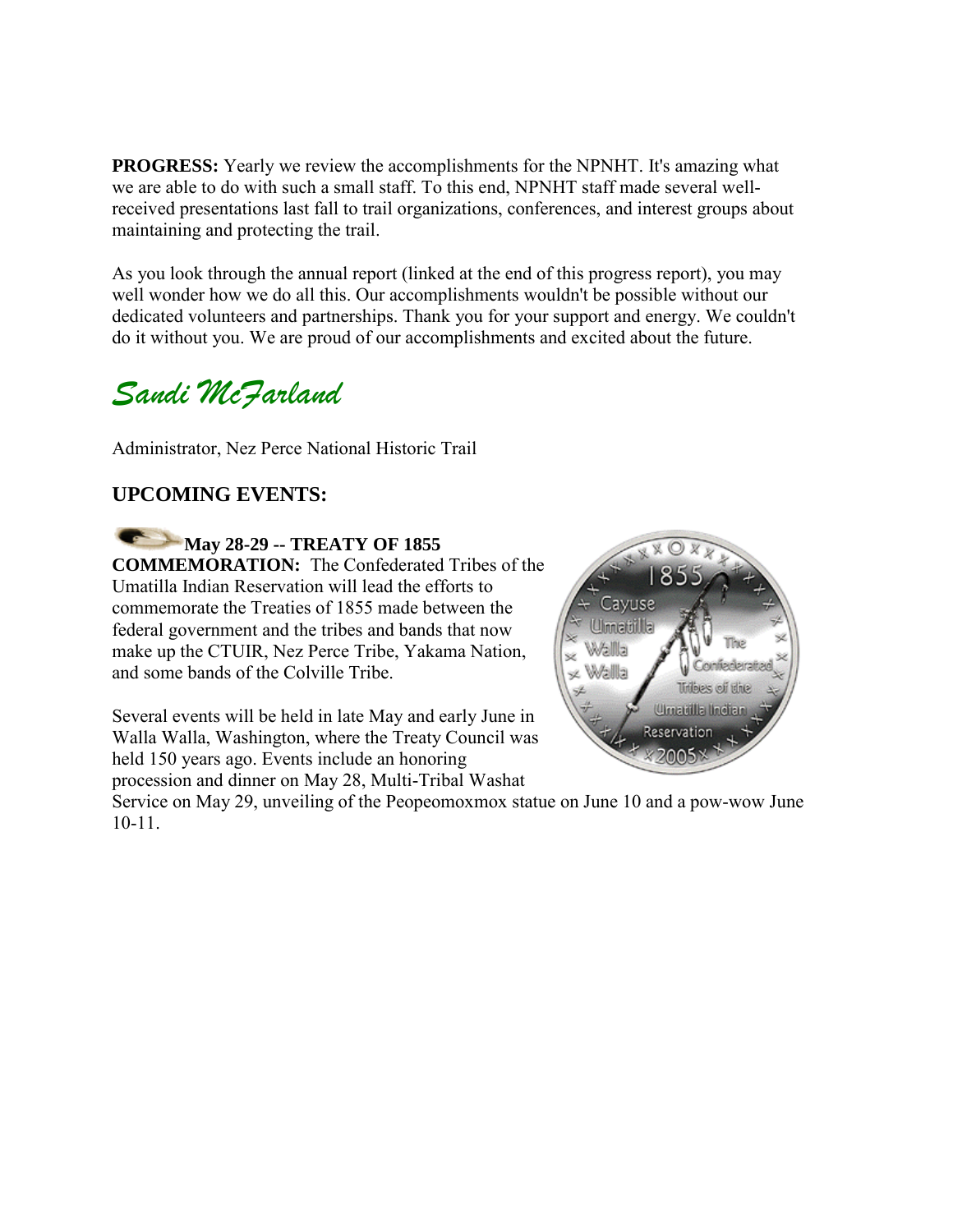**PROGRESS:** Yearly we review the accomplishments for the NPNHT. It's amazing what we are able to do with such a small staff. To this end, NPNHT staff made several well-received presentations last fall to trail organizations, conferences, and interest groups about maintaining and protecting the trail.

As you look through the annual report (linked at the end of this progress report), you may well wonder how we do all this. Our accomplishments wouldn't be possible without our dedicated volunteers and partnerships. Thank you for your support and energy. We couldn't do it without you. We are proud of our accomplishments and excited about the future.

*Sandi McFarland*

Administrator, Nez Perce National Historic Trail

## UPCOMING EVENTS:

**May 28-29 -- TREATY OF 1855 COMMEMORATION:** The Confederated Tribes of the Umatilla Indian Reservation will lead the efforts to commemorate the Treaties of 1855 made between the federal government and the tribes and bands that now make up the CTUIR, Nez Perce Tribe, Yakama Nation, and some bands of the Colville Tribe.

Several events will be held in late May and early June in Walla Walla, Washington, where the Treaty Council was held 150 years ago. Events include an honoring procession and dinner on May 28, Multi-Tribal Washat Service on May 29, unveiling of the Peopeomoxmox statue on June 10 and a pow-wow June 10-11.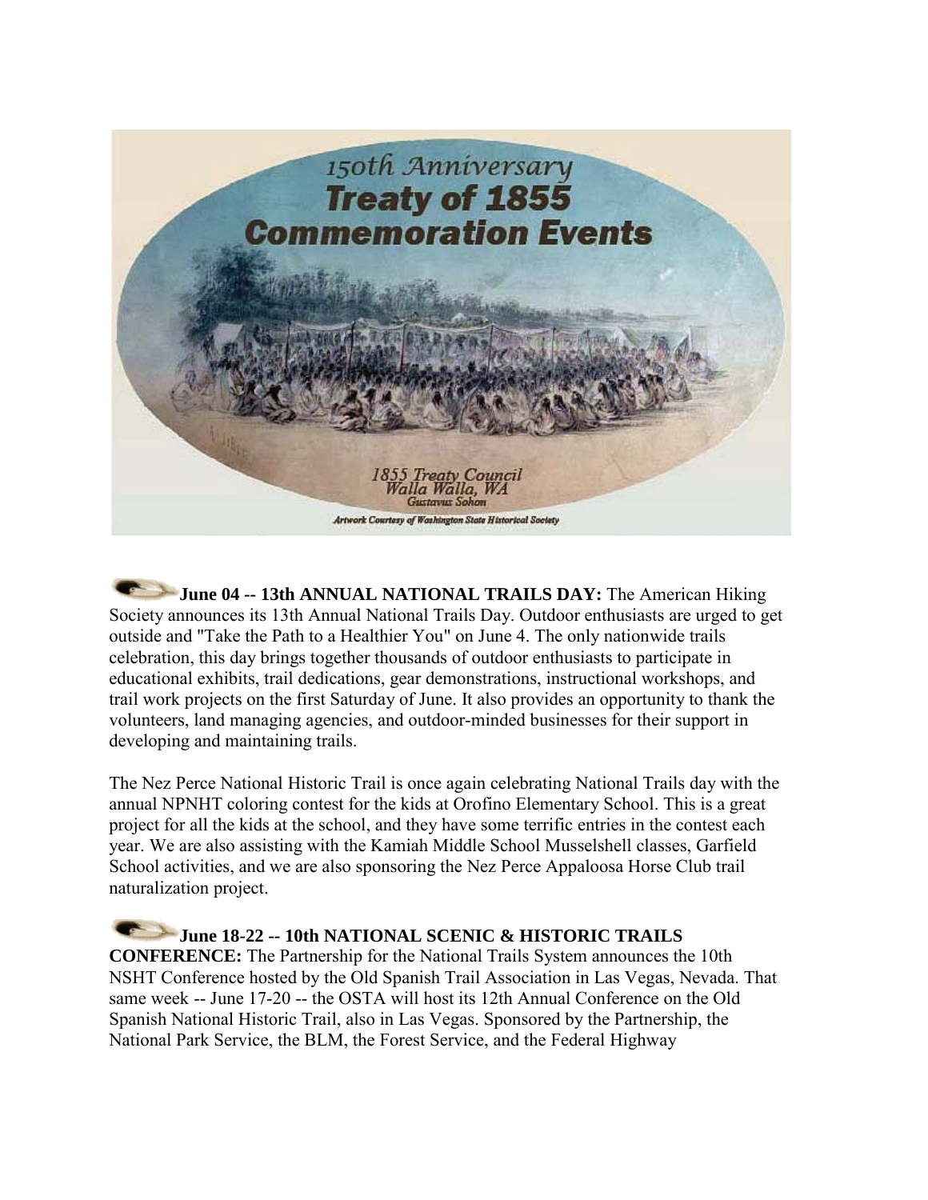150th Anniversary
**Treaty of 1855**
**Commemoration Events**

*1855 Treaty Council*
*Walla Walla, WA*
*Gustavus Sohon*
*Artwork Courtesy of Washington State Historical Society*

**June 04 -- 13th ANNUAL NATIONAL TRAILS DAY:** The American Hiking Society announces its 13th Annual National Trails Day. Outdoor enthusiasts are urged to get outside and "Take the Path to a Healthier You" on June 4. The only nationwide trails celebration, this day brings together thousands of outdoor enthusiasts to participate in educational exhibits, trail dedications, gear demonstrations, instructional workshops, and trail work projects on the first Saturday of June. It also provides an opportunity to thank the volunteers, land managing agencies, and outdoor-minded businesses for their support in developing and maintaining trails.

The Nez Perce National Historic Trail is once again celebrating National Trails day with the annual NPNHT coloring contest for the kids at Orofino Elementary School. This is a great project for all the kids at the school, and they have some terrific entries in the contest each year. We are also assisting with the Kamiah Middle School Musselshell classes, Garfield School activities, and we are also sponsoring the Nez Perce Appaloosa Horse Club trail naturalization project.

**June 18-22 -- 10th NATIONAL SCENIC & HISTORIC TRAILS CONFERENCE:** The Partnership for the National Trails System announces the 10th NSHT Conference hosted by the Old Spanish Trail Association in Las Vegas, Nevada. That same week -- June 17-20 -- the OSTA will host its 12th Annual Conference on the Old Spanish National Historic Trail, also in Las Vegas. Sponsored by the Partnership, the National Park Service, the BLM, the Forest Service, and the Federal Highway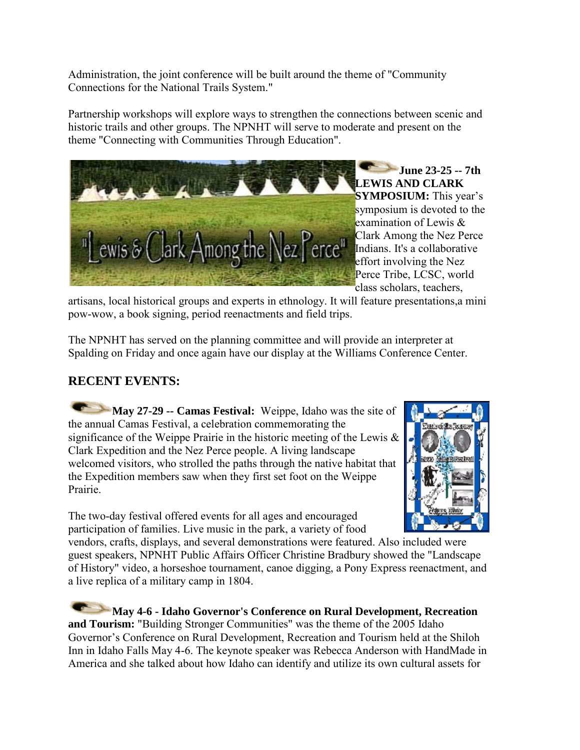Administration, the joint conference will be built around the theme of "Community Connections for the National Trails System."

Partnership workshops will explore ways to strengthen the connections between scenic and historic trails and other groups. The NPNHT will serve to moderate and present on the theme "Connecting with Communities Through Education".

**June 23-25 -- 7th LEWIS AND CLARK SYMPOSIUM:** This year's symposium is devoted to the examination of Lewis & Clark Among the Nez Perce Indians. It's a collaborative effort involving the Nez Perce Tribe, LCSC, world class scholars, teachers, artisans, local historical groups and experts in ethnology. It will feature presentations,a mini pow-wow, a book signing, period reenactments and field trips.

The NPNHT has served on the planning committee and will provide an interpreter at Spalding on Friday and once again have our display at the Williams Conference Center.

## RECENT EVENTS:

**May 27-29 -- Camas Festival:** Weippe, Idaho was the site of the annual Camas Festival, a celebration commemorating the significance of the Weippe Prairie in the historic meeting of the Lewis & Clark Expedition and the Nez Perce people. A living landscape welcomed visitors, who strolled the paths through the native habitat that the Expedition members saw when they first set foot on the Weippe Prairie.

The two-day festival offered events for all ages and encouraged participation of families. Live music in the park, a variety of food vendors, crafts, displays, and several demonstrations were featured. Also included were guest speakers, NPNHT Public Affairs Officer Christine Bradbury showed the "Landscape of History" video, a horseshoe tournament, canoe digging, a Pony Express reenactment, and a live replica of a military camp in 1804.

**May 4-6 - Idaho Governor's Conference on Rural Development, Recreation and Tourism:** "Building Stronger Communities" was the theme of the 2005 Idaho Governor's Conference on Rural Development, Recreation and Tourism held at the Shiloh Inn in Idaho Falls May 4-6. The keynote speaker was Rebecca Anderson with HandMade in America and she talked about how Idaho can identify and utilize its own cultural assets for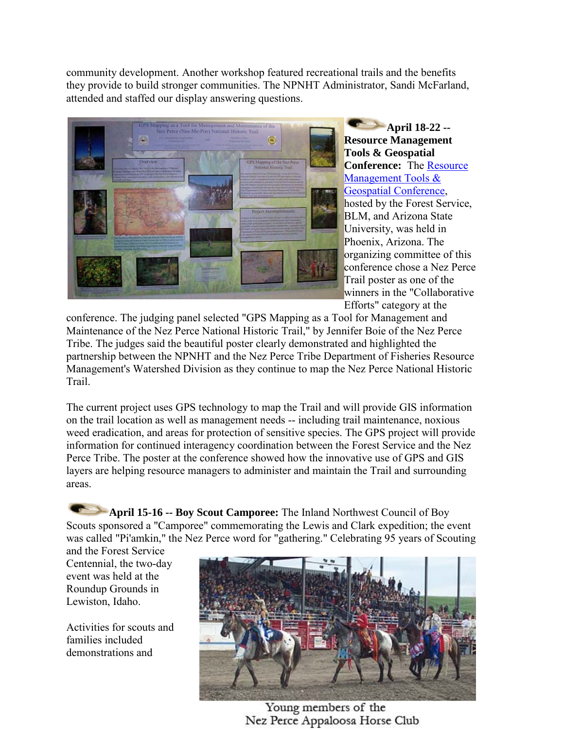community development. Another workshop featured recreational trails and the benefits they provide to build stronger communities. The NPNHT Administrator, Sandi McFarland, attended and staffed our display answering questions.

**April 18-22 -- Resource Management Tools & Geospatial Conference:** The Resource Management Tools & Geospatial Conference, hosted by the Forest Service, BLM, and Arizona State University, was held in Phoenix, Arizona. The organizing committee of this conference chose a Nez Perce Trail poster as one of the winners in the "Collaborative Efforts" category at the conference. The judging panel selected "GPS Mapping as a Tool for Management and Maintenance of the Nez Perce National Historic Trail," by Jennifer Boie of the Nez Perce Tribe. The judges said the beautiful poster clearly demonstrated and highlighted the partnership between the NPNHT and the Nez Perce Tribe Department of Fisheries Resource Management's Watershed Division as they continue to map the Nez Perce National Historic Trail.

The current project uses GPS technology to map the Trail and will provide GIS information on the trail location as well as management needs -- including trail maintenance, noxious weed eradication, and areas for protection of sensitive species. The GPS project will provide information for continued interagency coordination between the Forest Service and the Nez Perce Tribe. The poster at the conference showed how the innovative use of GPS and GIS layers are helping resource managers to administer and maintain the Trail and surrounding areas.

**April 15-16 -- Boy Scout Camporee:** The Inland Northwest Council of Boy Scouts sponsored a "Camporee" commemorating the Lewis and Clark expedition; the event was called "Pi'amkin," the Nez Perce word for "gathering." Celebrating 95 years of Scouting and the Forest Service Centennial, the two-day event was held at the Roundup Grounds in Lewiston, Idaho.

Activities for scouts and families included demonstrations and

Young members of the Nez Perce Appaloosa Horse Club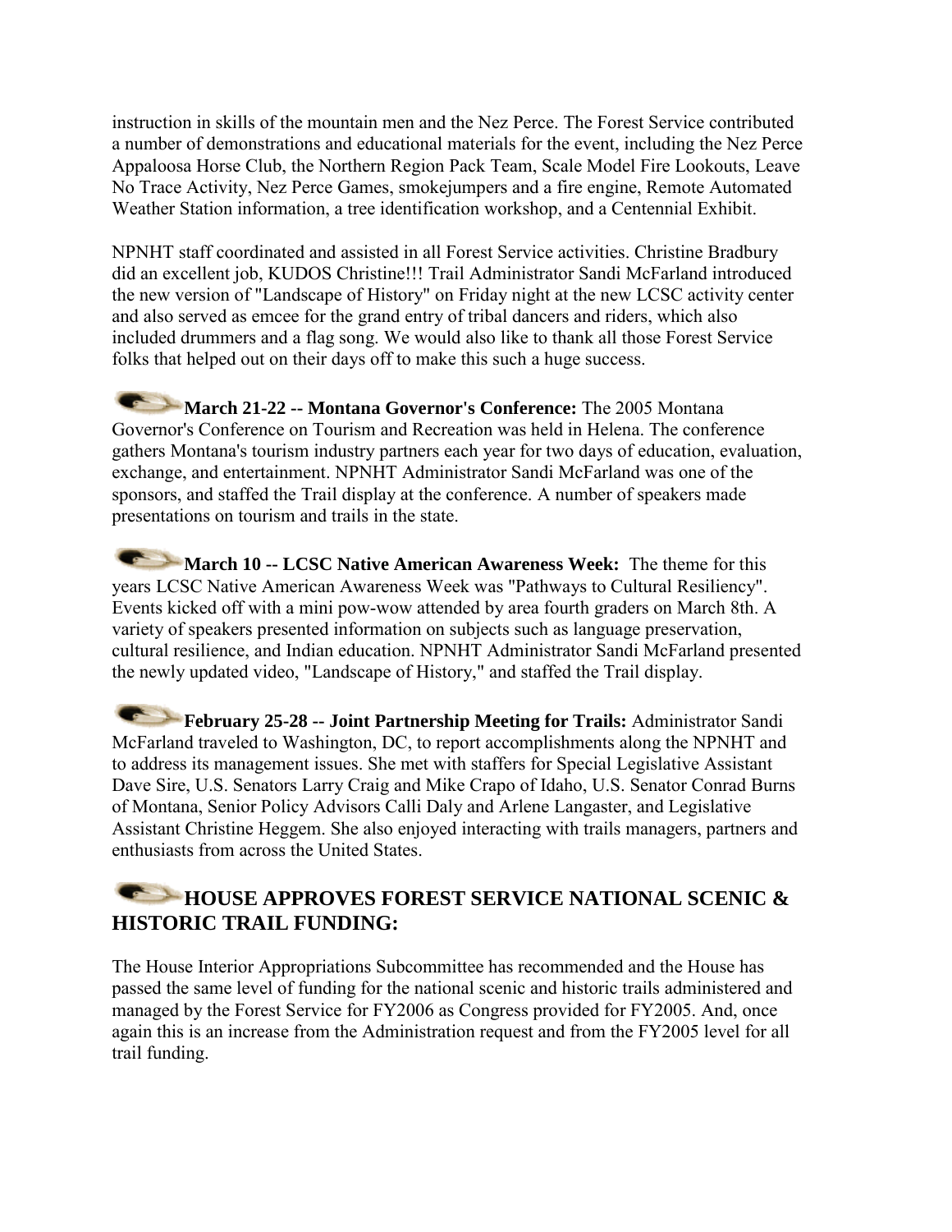instruction in skills of the mountain men and the Nez Perce. The Forest Service contributed a number of demonstrations and educational materials for the event, including the Nez Perce Appaloosa Horse Club, the Northern Region Pack Team, Scale Model Fire Lookouts, Leave No Trace Activity, Nez Perce Games, smokejumpers and a fire engine, Remote Automated Weather Station information, a tree identification workshop, and a Centennial Exhibit.

NPNHT staff coordinated and assisted in all Forest Service activities. Christine Bradbury did an excellent job, KUDOS Christine!!! Trail Administrator Sandi McFarland introduced the new version of "Landscape of History" on Friday night at the new LCSC activity center and also served as emcee for the grand entry of tribal dancers and riders, which also included drummers and a flag song. We would also like to thank all those Forest Service folks that helped out on their days off to make this such a huge success.

**March 21-22 -- Montana Governor's Conference:** The 2005 Montana Governor's Conference on Tourism and Recreation was held in Helena. The conference gathers Montana's tourism industry partners each year for two days of education, evaluation, exchange, and entertainment. NPNHT Administrator Sandi McFarland was one of the sponsors, and staffed the Trail display at the conference. A number of speakers made presentations on tourism and trails in the state.

**March 10 -- LCSC Native American Awareness Week:** The theme for this years LCSC Native American Awareness Week was "Pathways to Cultural Resiliency". Events kicked off with a mini pow-wow attended by area fourth graders on March 8th. A variety of speakers presented information on subjects such as language preservation, cultural resilience, and Indian education. NPNHT Administrator Sandi McFarland presented the newly updated video, "Landscape of History," and staffed the Trail display.

**February 25-28 -- Joint Partnership Meeting for Trails:** Administrator Sandi McFarland traveled to Washington, DC, to report accomplishments along the NPNHT and to address its management issues. She met with staffers for Special Legislative Assistant Dave Sire, U.S. Senators Larry Craig and Mike Crapo of Idaho, U.S. Senator Conrad Burns of Montana, Senior Policy Advisors Calli Daly and Arlene Langaster, and Legislative Assistant Christine Heggem. She also enjoyed interacting with trails managers, partners and enthusiasts from across the United States.

## HOUSE APPROVES FOREST SERVICE NATIONAL SCENIC & HISTORIC TRAIL FUNDING:

The House Interior Appropriations Subcommittee has recommended and the House has passed the same level of funding for the national scenic and historic trails administered and managed by the Forest Service for FY2006 as Congress provided for FY2005. And, once again this is an increase from the Administration request and from the FY2005 level for all trail funding.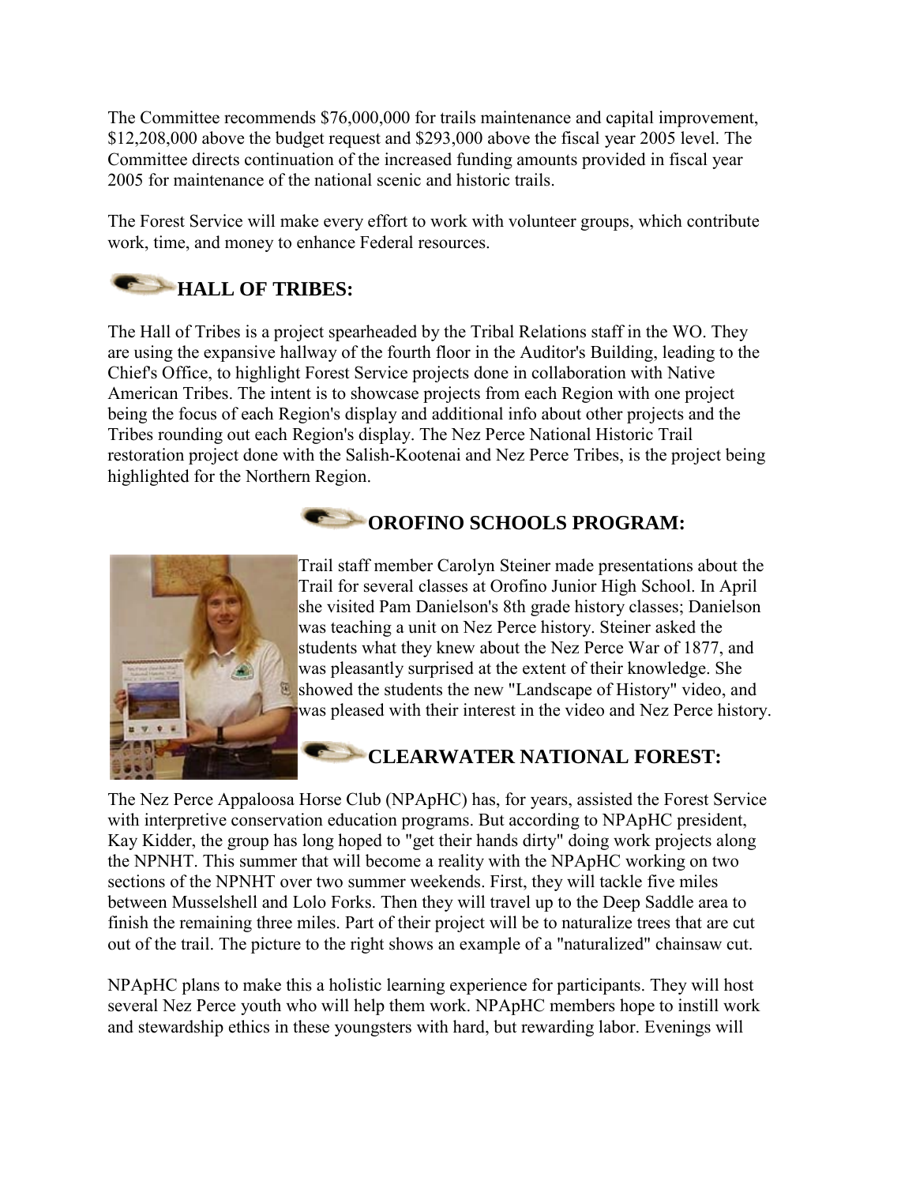The Committee recommends $76,000,000 for trails maintenance and capital improvement, $12,208,000 above the budget request and $293,000 above the fiscal year 2005 level. The Committee directs continuation of the increased funding amounts provided in fiscal year 2005 for maintenance of the national scenic and historic trails.

The Forest Service will make every effort to work with volunteer groups, which contribute work, time, and money to enhance Federal resources.

## HALL OF TRIBES:

The Hall of Tribes is a project spearheaded by the Tribal Relations staff in the WO. They are using the expansive hallway of the fourth floor in the Auditor's Building, leading to the Chief's Office, to highlight Forest Service projects done in collaboration with Native American Tribes. The intent is to showcase projects from each Region with one project being the focus of each Region's display and additional info about other projects and the Tribes rounding out each Region's display. The Nez Perce National Historic Trail restoration project done with the Salish-Kootenai and Nez Perce Tribes, is the project being highlighted for the Northern Region.

## OROFINO SCHOOLS PROGRAM:

Trail staff member Carolyn Steiner made presentations about the Trail for several classes at Orofino Junior High School. In April she visited Pam Danielson's 8th grade history classes; Danielson was teaching a unit on Nez Perce history. Steiner asked the students what they knew about the Nez Perce War of 1877, and was pleasantly surprised at the extent of their knowledge. She showed the students the new "Landscape of History" video, and was pleased with their interest in the video and Nez Perce history.

## CLEARWATER NATIONAL FOREST:

The Nez Perce Appaloosa Horse Club (NPApHC) has, for years, assisted the Forest Service with interpretive conservation education programs. But according to NPApHC president, Kay Kidder, the group has long hoped to "get their hands dirty" doing work projects along the NPNHT. This summer that will become a reality with the NPApHC working on two sections of the NPNHT over two summer weekends. First, they will tackle five miles between Musselshell and Lolo Forks. Then they will travel up to the Deep Saddle area to finish the remaining three miles. Part of their project will be to naturalize trees that are cut out of the trail. The picture to the right shows an example of a "naturalized" chainsaw cut.

NPApHC plans to make this a holistic learning experience for participants. They will host several Nez Perce youth who will help them work. NPApHC members hope to instill work and stewardship ethics in these youngsters with hard, but rewarding labor. Evenings will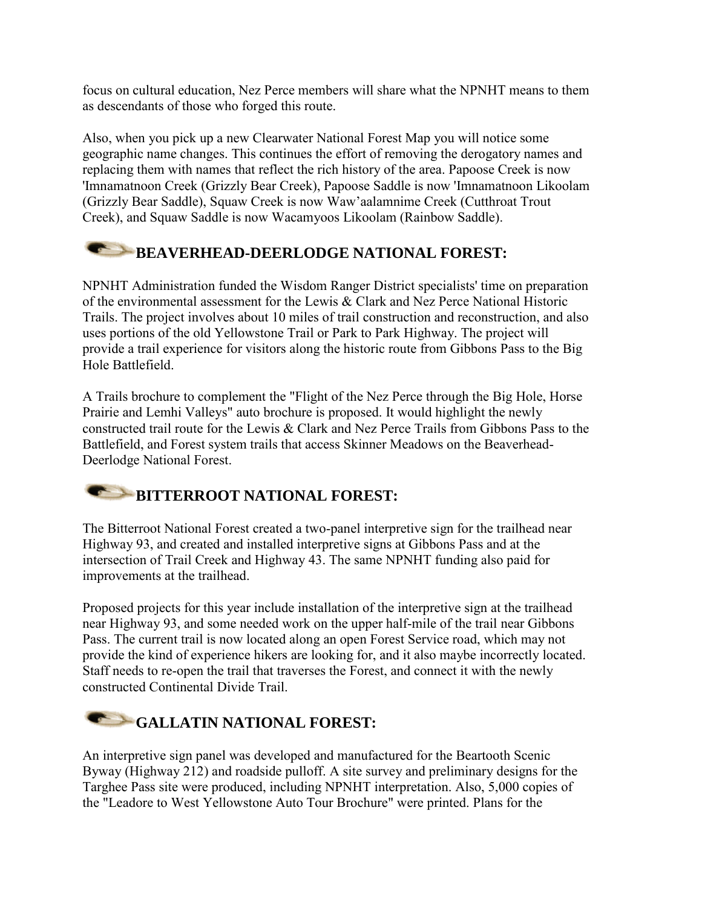focus on cultural education, Nez Perce members will share what the NPNHT means to them as descendants of those who forged this route.

Also, when you pick up a new Clearwater National Forest Map you will notice some geographic name changes. This continues the effort of removing the derogatory names and replacing them with names that reflect the rich history of the area. Papoose Creek is now 'Imnamatnoon Creek (Grizzly Bear Creek), Papoose Saddle is now 'Imnamatnoon Likoolam (Grizzly Bear Saddle), Squaw Creek is now Waw'aalamnime Creek (Cutthroat Trout Creek), and Squaw Saddle is now Wacamyoos Likoolam (Rainbow Saddle).

## BEAVERHEAD-DEERLODGE NATIONAL FOREST:

NPNHT Administration funded the Wisdom Ranger District specialists' time on preparation of the environmental assessment for the Lewis & Clark and Nez Perce National Historic Trails. The project involves about 10 miles of trail construction and reconstruction, and also uses portions of the old Yellowstone Trail or Park to Park Highway. The project will provide a trail experience for visitors along the historic route from Gibbons Pass to the Big Hole Battlefield.

A Trails brochure to complement the "Flight of the Nez Perce through the Big Hole, Horse Prairie and Lemhi Valleys" auto brochure is proposed. It would highlight the newly constructed trail route for the Lewis & Clark and Nez Perce Trails from Gibbons Pass to the Battlefield, and Forest system trails that access Skinner Meadows on the Beaverhead-Deerlodge National Forest.

## BITTERROOT NATIONAL FOREST:

The Bitterroot National Forest created a two-panel interpretive sign for the trailhead near Highway 93, and created and installed interpretive signs at Gibbons Pass and at the intersection of Trail Creek and Highway 43. The same NPNHT funding also paid for improvements at the trailhead.

Proposed projects for this year include installation of the interpretive sign at the trailhead near Highway 93, and some needed work on the upper half-mile of the trail near Gibbons Pass. The current trail is now located along an open Forest Service road, which may not provide the kind of experience hikers are looking for, and it also maybe incorrectly located. Staff needs to re-open the trail that traverses the Forest, and connect it with the newly constructed Continental Divide Trail.

## GALLATIN NATIONAL FOREST:

An interpretive sign panel was developed and manufactured for the Beartooth Scenic Byway (Highway 212) and roadside pulloff. A site survey and preliminary designs for the Targhee Pass site were produced, including NPNHT interpretation. Also, 5,000 copies of the "Leadore to West Yellowstone Auto Tour Brochure" were printed. Plans for the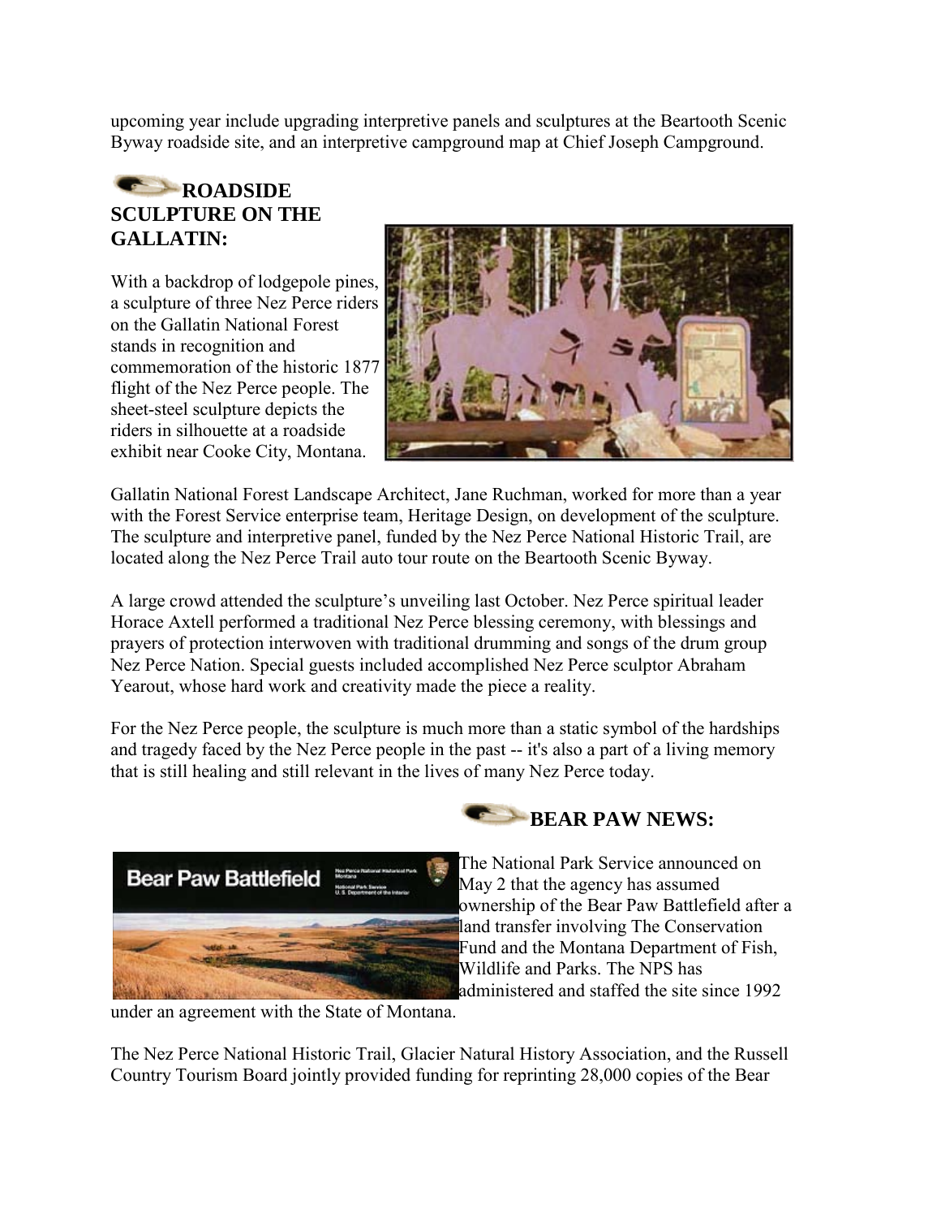upcoming year include upgrading interpretive panels and sculptures at the Beartooth Scenic Byway roadside site, and an interpretive campground map at Chief Joseph Campground.

## ROADSIDE SCULPTURE ON THE GALLATIN:

With a backdrop of lodgepole pines, a sculpture of three Nez Perce riders on the Gallatin National Forest stands in recognition and commemoration of the historic 1877 flight of the Nez Perce people. The sheet-steel sculpture depicts the riders in silhouette at a roadside exhibit near Cooke City, Montana.

Gallatin National Forest Landscape Architect, Jane Ruchman, worked for more than a year with the Forest Service enterprise team, Heritage Design, on development of the sculpture. The sculpture and interpretive panel, funded by the Nez Perce National Historic Trail, are located along the Nez Perce Trail auto tour route on the Beartooth Scenic Byway.

A large crowd attended the sculpture's unveiling last October. Nez Perce spiritual leader Horace Axtell performed a traditional Nez Perce blessing ceremony, with blessings and prayers of protection interwoven with traditional drumming and songs of the drum group Nez Perce Nation. Special guests included accomplished Nez Perce sculptor Abraham Yearout, whose hard work and creativity made the piece a reality.

For the Nez Perce people, the sculpture is much more than a static symbol of the hardships and tragedy faced by the Nez Perce people in the past -- it's also a part of a living memory that is still healing and still relevant in the lives of many Nez Perce today.

## BEAR PAW NEWS:

The National Park Service announced on May 2 that the agency has assumed ownership of the Bear Paw Battlefield after a land transfer involving The Conservation Fund and the Montana Department of Fish, Wildlife and Parks. The NPS has administered and staffed the site since 1992 under an agreement with the State of Montana.

The Nez Perce National Historic Trail, Glacier Natural History Association, and the Russell Country Tourism Board jointly provided funding for reprinting 28,000 copies of the Bear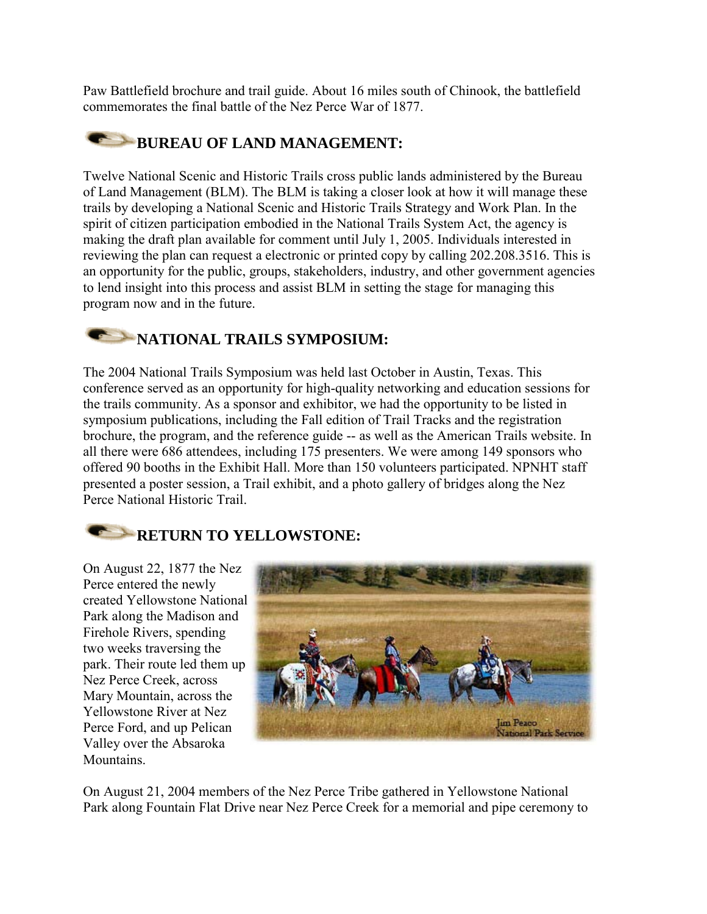Paw Battlefield brochure and trail guide. About 16 miles south of Chinook, the battlefield commemorates the final battle of the Nez Perce War of 1877.

## BUREAU OF LAND MANAGEMENT:

Twelve National Scenic and Historic Trails cross public lands administered by the Bureau of Land Management (BLM). The BLM is taking a closer look at how it will manage these trails by developing a National Scenic and Historic Trails Strategy and Work Plan. In the spirit of citizen participation embodied in the National Trails System Act, the agency is making the draft plan available for comment until July 1, 2005. Individuals interested in reviewing the plan can request a electronic or printed copy by calling 202.208.3516. This is an opportunity for the public, groups, stakeholders, industry, and other government agencies to lend insight into this process and assist BLM in setting the stage for managing this program now and in the future.

## NATIONAL TRAILS SYMPOSIUM:

The 2004 National Trails Symposium was held last October in Austin, Texas. This conference served as an opportunity for high-quality networking and education sessions for the trails community. As a sponsor and exhibitor, we had the opportunity to be listed in symposium publications, including the Fall edition of Trail Tracks and the registration brochure, the program, and the reference guide -- as well as the American Trails website. In all there were 686 attendees, including 175 presenters. We were among 149 sponsors who offered 90 booths in the Exhibit Hall. More than 150 volunteers participated. NPNHT staff presented a poster session, a Trail exhibit, and a photo gallery of bridges along the Nez Perce National Historic Trail.

## RETURN TO YELLOWSTONE:

On August 22, 1877 the Nez Perce entered the newly created Yellowstone National Park along the Madison and Firehole Rivers, spending two weeks traversing the park. Their route led them up Nez Perce Creek, across Mary Mountain, across the Yellowstone River at Nez Perce Ford, and up Pelican Valley over the Absaroka Mountains.

Jim Peaco
National Park Service

On August 21, 2004 members of the Nez Perce Tribe gathered in Yellowstone National Park along Fountain Flat Drive near Nez Perce Creek for a memorial and pipe ceremony to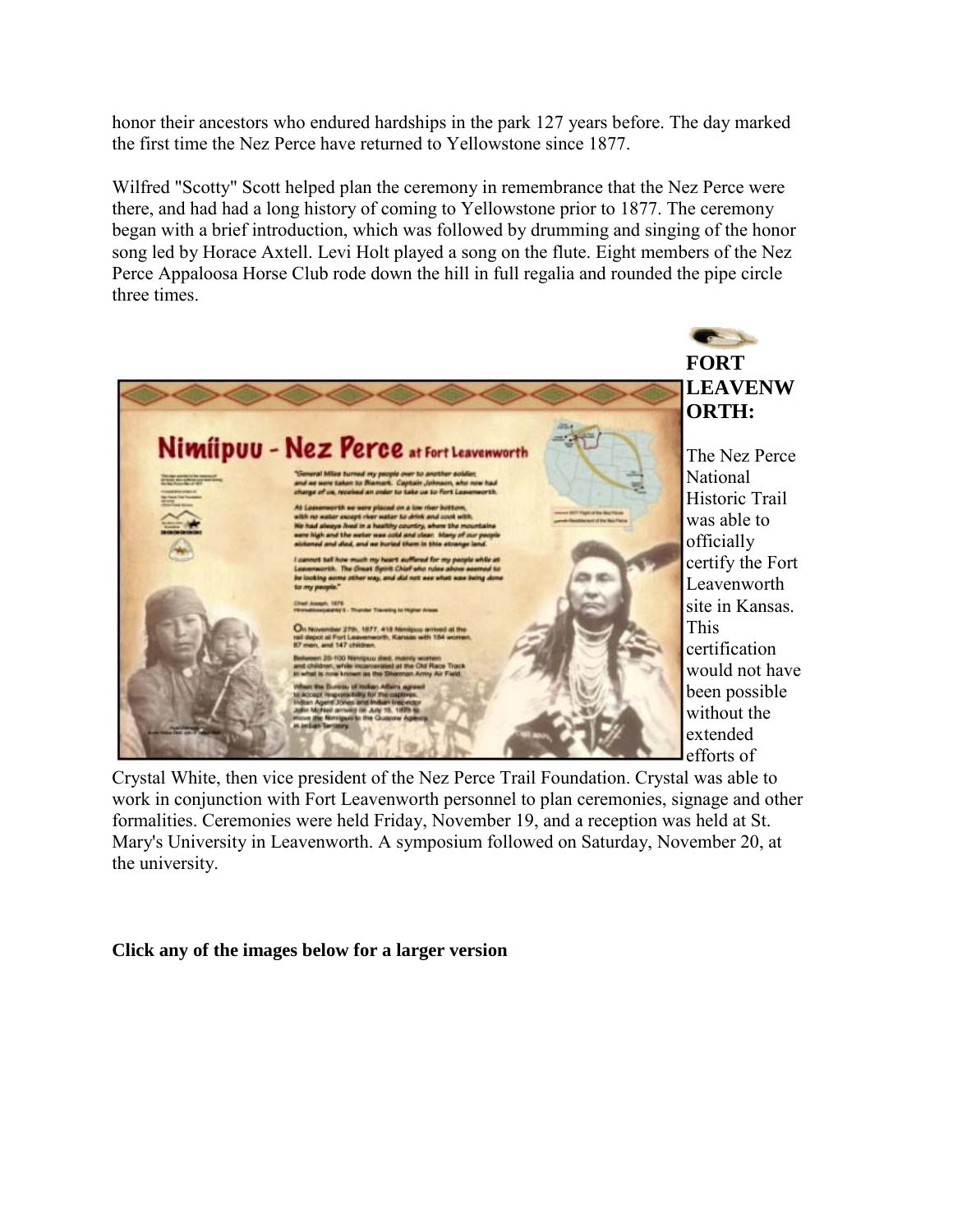honor their ancestors who endured hardships in the park 127 years before. The day marked the first time the Nez Perce have returned to Yellowstone since 1877.

Wilfred "Scotty" Scott helped plan the ceremony in remembrance that the Nez Perce were there, and had had a long history of coming to Yellowstone prior to 1877. The ceremony began with a brief introduction, which was followed by drumming and singing of the honor song led by Horace Axtell. Levi Holt played a song on the flute. Eight members of the Nez Perce Appaloosa Horse Club rode down the hill in full regalia and rounded the pipe circle three times.

**FORT LEAVENWORTH:**

The Nez Perce National Historic Trail was able to officially certify the Fort Leavenworth site in Kansas. This certification would not have been possible without the extended efforts of Crystal White, then vice president of the Nez Perce Trail Foundation. Crystal was able to work in conjunction with Fort Leavenworth personnel to plan ceremonies, signage and other formalities. Ceremonies were held Friday, November 19, and a reception was held at St. Mary's University in Leavenworth. A symposium followed on Saturday, November 20, at the university.

**Click any of the images below for a larger version**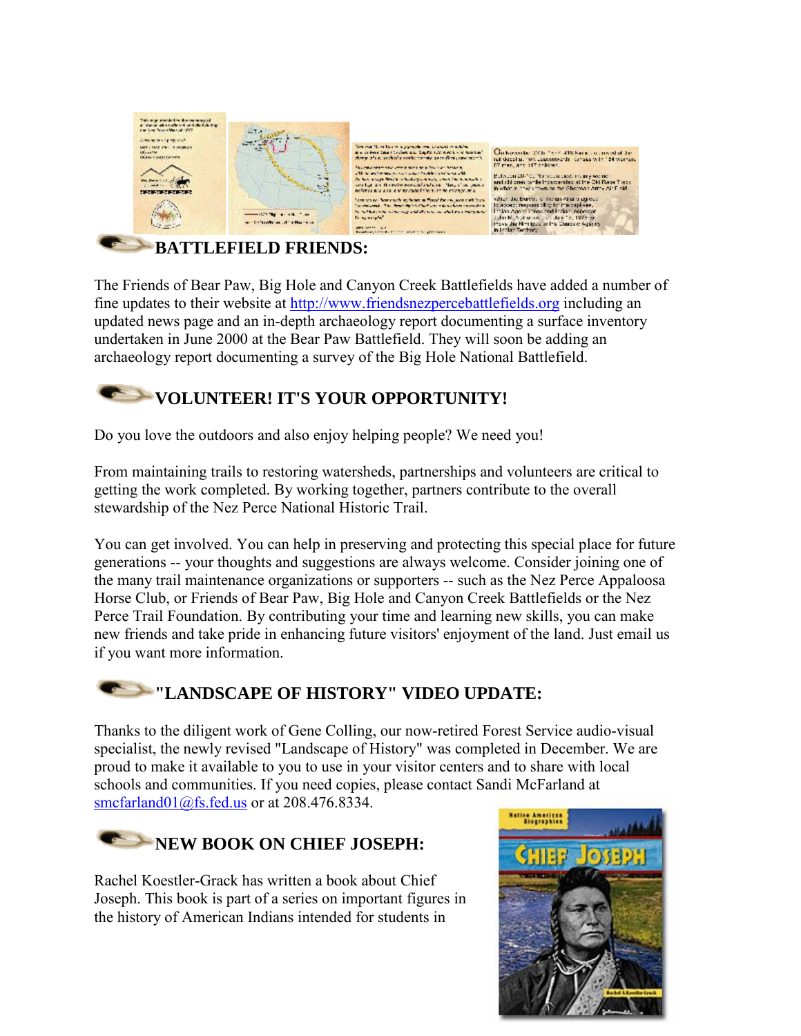## BATTLEFIELD FRIENDS:

The Friends of Bear Paw, Big Hole and Canyon Creek Battlefields have added a number of fine updates to their website at http://www.friendsnezpercebattlefields.org including an updated news page and an in-depth archaeology report documenting a surface inventory undertaken in June 2000 at the Bear Paw Battlefield. They will soon be adding an archaeology report documenting a survey of the Big Hole National Battlefield.

## VOLUNTEER! IT'S YOUR OPPORTUNITY!

Do you love the outdoors and also enjoy helping people? We need you!

From maintaining trails to restoring watersheds, partnerships and volunteers are critical to getting the work completed. By working together, partners contribute to the overall stewardship of the Nez Perce National Historic Trail.

You can get involved. You can help in preserving and protecting this special place for future generations -- your thoughts and suggestions are always welcome. Consider joining one of the many trail maintenance organizations or supporters -- such as the Nez Perce Appaloosa Horse Club, or Friends of Bear Paw, Big Hole and Canyon Creek Battlefields or the Nez Perce Trail Foundation. By contributing your time and learning new skills, you can make new friends and take pride in enhancing future visitors' enjoyment of the land. Just email us if you want more information.

## "LANDSCAPE OF HISTORY" VIDEO UPDATE:

Thanks to the diligent work of Gene Colling, our now-retired Forest Service audio-visual specialist, the newly revised "Landscape of History" was completed in December. We are proud to make it available to you to use in your visitor centers and to share with local schools and communities. If you need copies, please contact Sandi McFarland at smcfarland01@fs.fed.us or at 208.476.8334.

## NEW BOOK ON CHIEF JOSEPH:

Rachel Koestler-Grack has written a book about Chief Joseph. This book is part of a series on important figures in the history of American Indians intended for students in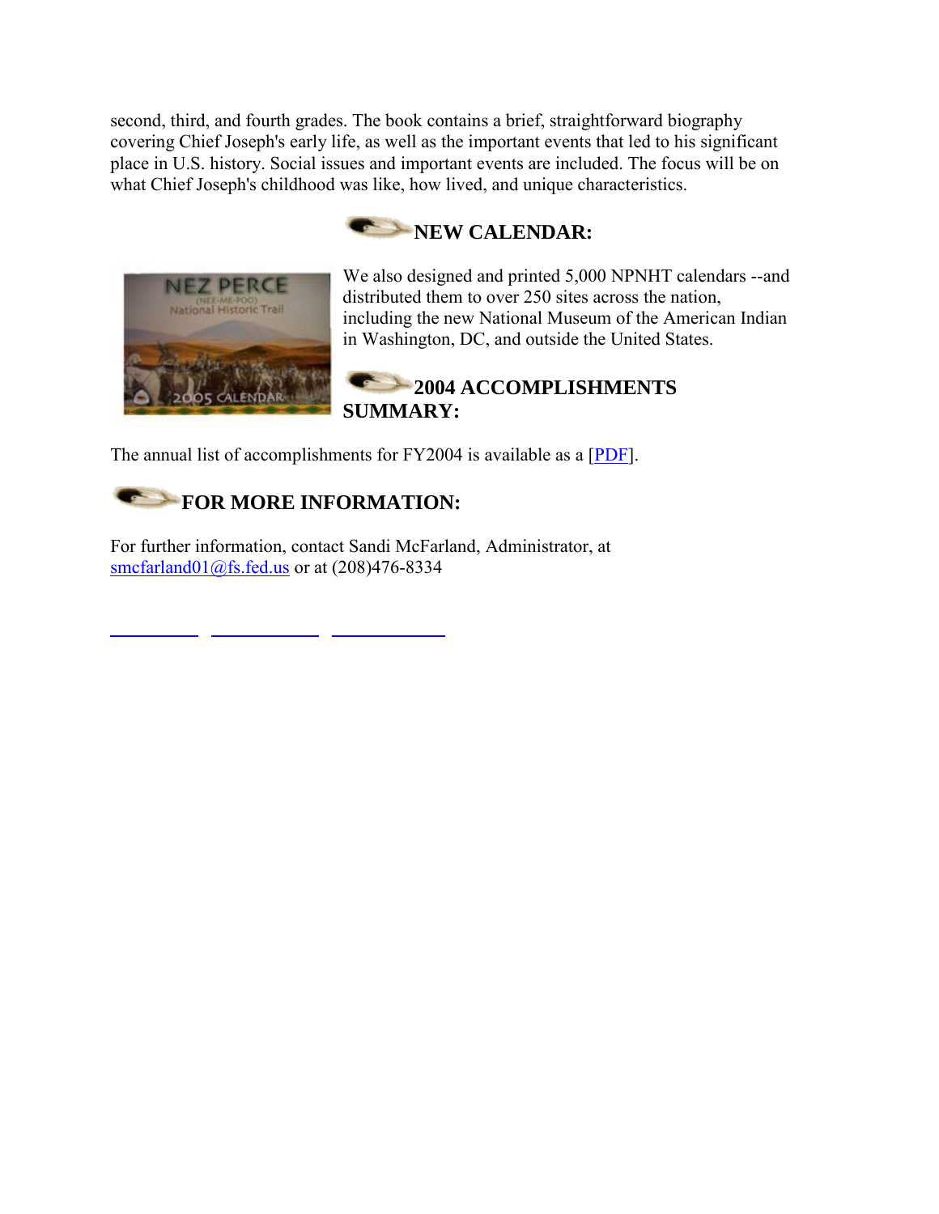second, third, and fourth grades. The book contains a brief, straightforward biography covering Chief Joseph's early life, as well as the important events that led to his significant place in U.S. history. Social issues and important events are included. The focus will be on what Chief Joseph's childhood was like, how lived, and unique characteristics.

## NEW CALENDAR:

We also designed and printed 5,000 NPNHT calendars --and distributed them to over 250 sites across the nation, including the new National Museum of the American Indian in Washington, DC, and outside the United States.

## 2004 ACCOMPLISHMENTS SUMMARY:

The annual list of accomplishments for FY2004 is available as a [PDF].

## FOR MORE INFORMATION:

For further information, contact Sandi McFarland, Administrator, at smcfarland01@fs.fed.us or at (208)476-8334